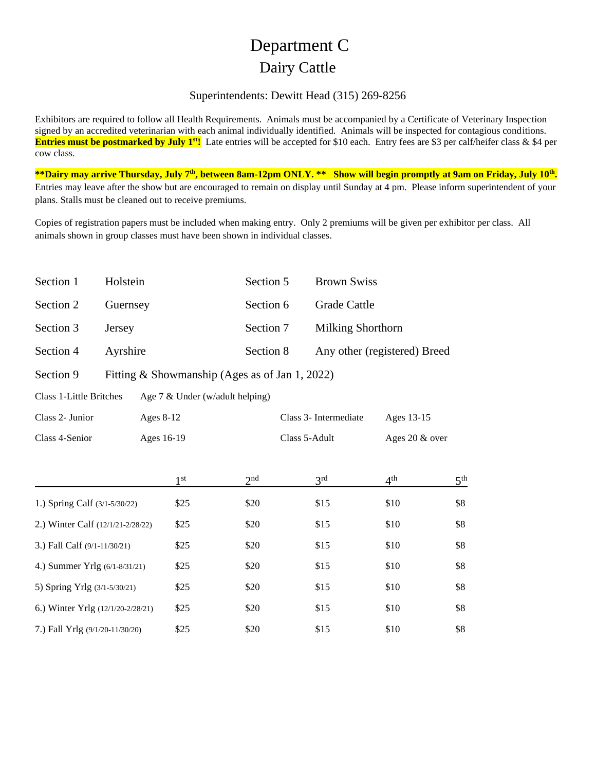# Department C

## Dairy Cattle

Superintendents: Dewitt Head (315) 269-8256

Exhibitors are required to follow all Health Requirements. Animals must be accompanied by a Certificate of Veterinary Inspection signed by an accredited veterinarian with each animal individually identified. Animals will be inspected for contagious conditions. **Entries must be postmarked by July 1st!** Late entries will be accepted for $10 each. Entry fees are $3 per calf/heifer class & $4 per cow class.

**\*\*Dairy may arrive Thursday, July 7th, between 8am-12pm ONLY. \*\* Show will begin promptly at 9am on Friday, July 10th.** Entries may leave after the show but are encouraged to remain on display until Sunday at 4 pm. Please inform superintendent of your plans. Stalls must be cleaned out to receive premiums.

Copies of registration papers must be included when making entry. Only 2 premiums will be given per exhibitor per class. All animals shown in group classes must have been shown in individual classes.

| | | | |
|---|---|---|---|
| Section 1 | Holstein | Section 5 | Brown Swiss |
| Section 2 | Guernsey | Section 6 | Grade Cattle |
| Section 3 | Jersey | Section 7 | Milking Shorthorn |
| Section 4 | Ayrshire | Section 8 | Any other (registered) Breed |

Section 9 Fitting & Showmanship (Ages as of Jan 1, 2022)

| | | | |
|---|---|---|---|
| Class 1-Little Britches | Age 7 & Under (w/adult helping) | | |
| Class 2- Junior | Ages 8-12 | Class 3- Intermediate | Ages 13-15 |
| Class 4-Senior | Ages 16-19 | Class 5-Adult | Ages 20 & over |

| | 1st | 2nd | 3rd | 4th | 5th |
|---|---|---|---|---|---|
| 1.) Spring Calf (3/1-5/30/22) | $25 | $20 | $15 | $10 | $8 |
| 2.) Winter Calf (12/1/21-2/28/22) | $25 | $20 | $15 | $10 | $8 |
| 3.) Fall Calf (9/1-11/30/21) | $25 | $20 | $15 | $10 | $8 |
| 4.) Summer Yrlg (6/1-8/31/21) | $25 | $20 | $15 | $10 | $8 |
| 5) Spring Yrlg (3/1-5/30/21) | $25 | $20 | $15 | $10 | $8 |
| 6.) Winter Yrlg (12/1/20-2/28/21) | $25 | $20 | $15 | $10 | $8 |
| 7.) Fall Yrlg (9/1/20-11/30/20) | $25 | $20 | $15 | $10 | $8 |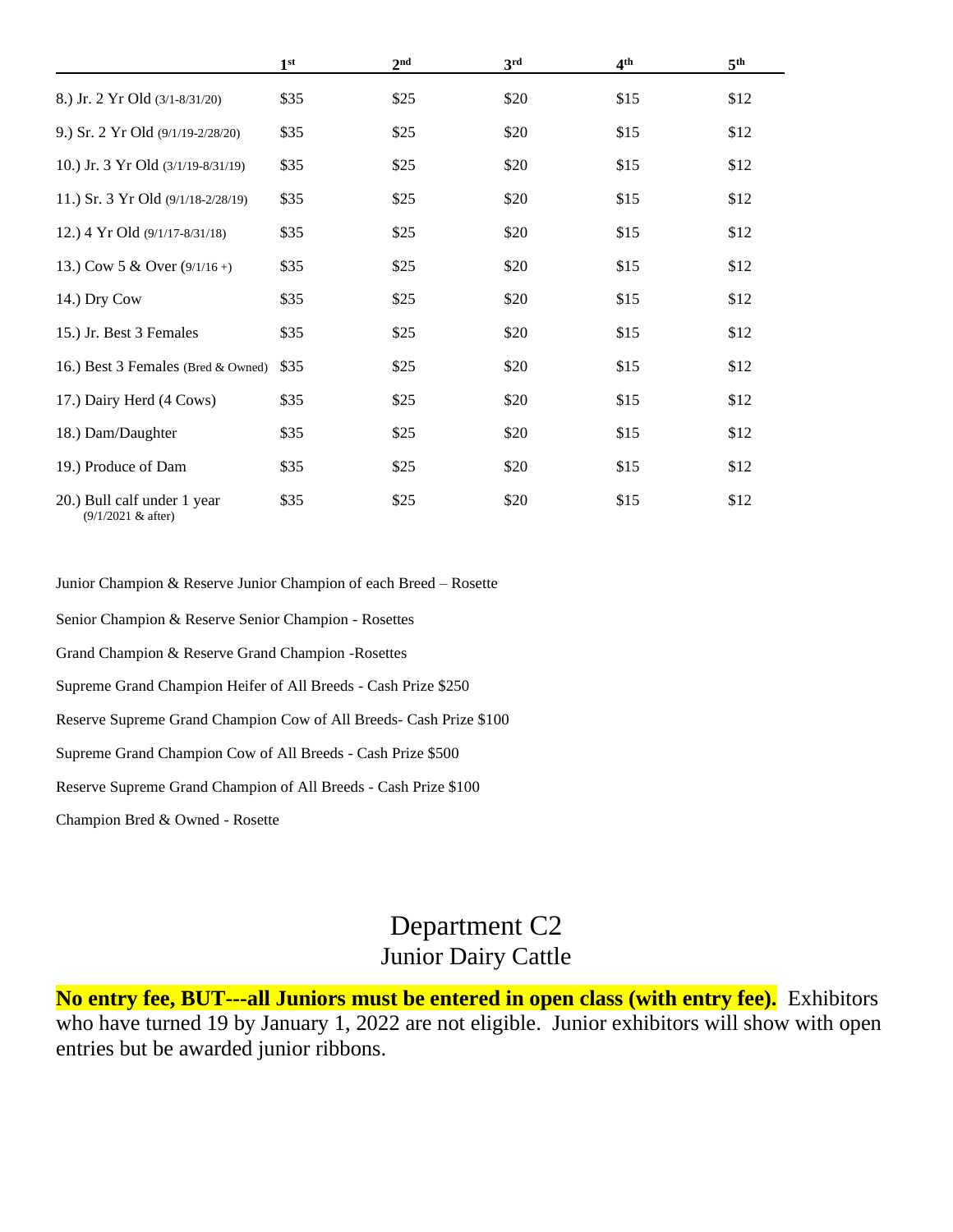| | 1st | 2nd | 3rd | 4th | 5th |
|---|---|---|---|---|---|
| 8.) Jr. 2 Yr Old (3/1-8/31/20) | $35 | $25 | $20 | $15 | $12 |
| 9.) Sr. 2 Yr Old (9/1/19-2/28/20) | $35 | $25 | $20 | $15 | $12 |
| 10.) Jr. 3 Yr Old (3/1/19-8/31/19) | $35 | $25 | $20 | $15 | $12 |
| 11.) Sr. 3 Yr Old (9/1/18-2/28/19) | $35 | $25 | $20 | $15 | $12 |
| 12.) 4 Yr Old (9/1/17-8/31/18) | $35 | $25 | $20 | $15 | $12 |
| 13.) Cow 5 & Over (9/1/16 +) | $35 | $25 | $20 | $15 | $12 |
| 14.) Dry Cow | $35 | $25 | $20 | $15 | $12 |
| 15.) Jr. Best 3 Females | $35 | $25 | $20 | $15 | $12 |
| 16.) Best 3 Females (Bred & Owned) | $35 | $25 | $20 | $15 | $12 |
| 17.) Dairy Herd (4 Cows) | $35 | $25 | $20 | $15 | $12 |
| 18.) Dam/Daughter | $35 | $25 | $20 | $15 | $12 |
| 19.) Produce of Dam | $35 | $25 | $20 | $15 | $12 |
| 20.) Bull calf under 1 year (9/1/2021 & after) | $35 | $25 | $20 | $15 | $12 |

Junior Champion & Reserve Junior Champion of each Breed – Rosette

Senior Champion & Reserve Senior Champion - Rosettes

Grand Champion & Reserve Grand Champion -Rosettes

Supreme Grand Champion Heifer of All Breeds - Cash Prize $250

Reserve Supreme Grand Champion Cow of All Breeds- Cash Prize $100

Supreme Grand Champion Cow of All Breeds - Cash Prize $500

Reserve Supreme Grand Champion of All Breeds - Cash Prize $100

Champion Bred & Owned - Rosette

# Department C2
## Junior Dairy Cattle

**No entry fee, BUT---all Juniors must be entered in open class (with entry fee).** Exhibitors who have turned 19 by January 1, 2022 are not eligible. Junior exhibitors will show with open entries but be awarded junior ribbons.